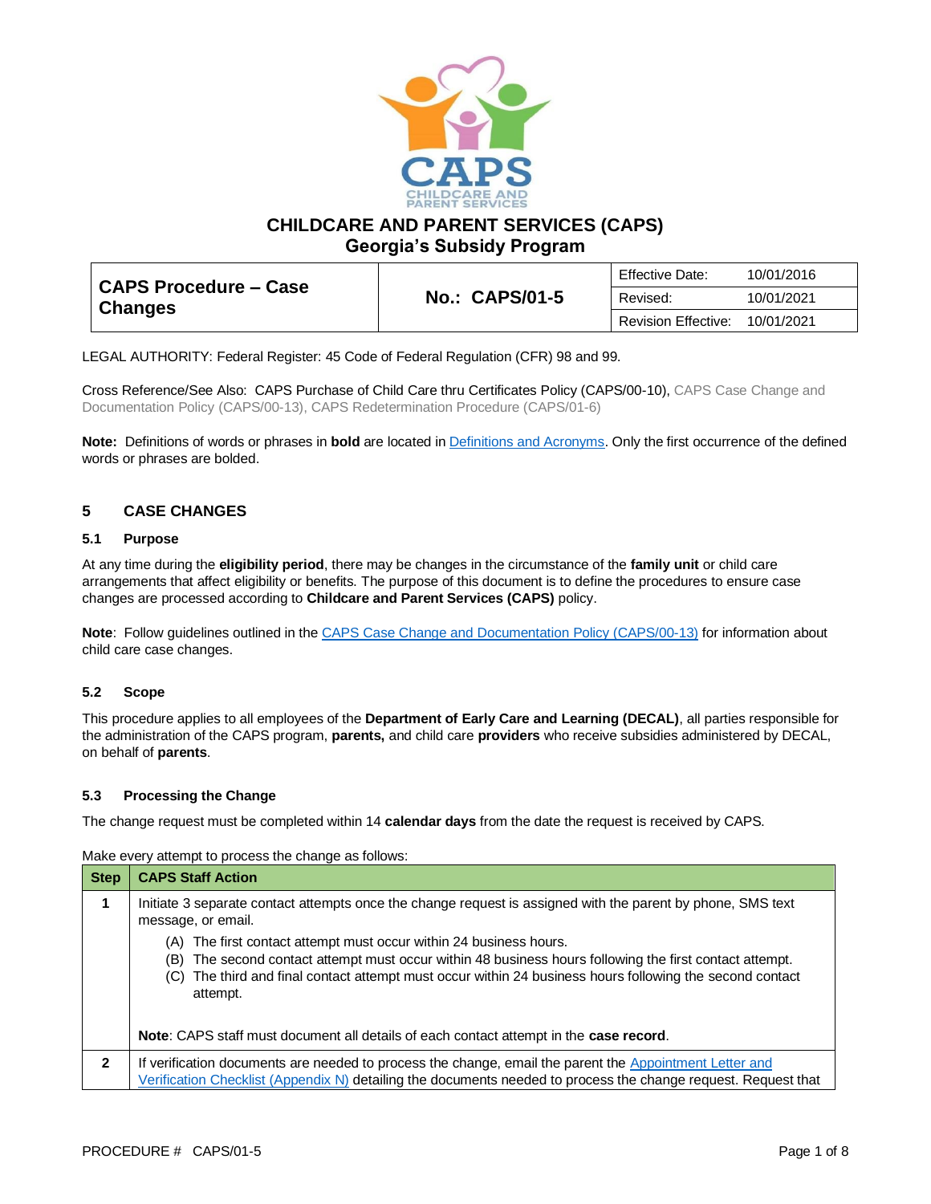# CHILDCARE AND PARENT SERVICES (CAPS)
## Georgia's Subsidy Program

| CAPS Procedure – Case Changes | No.: CAPS/01-5 | Effective Date: | 10/01/2016 |
|---|---|---|---|
| | | Revised: | 10/01/2021 |
| | | Revision Effective: | 10/01/2021 |

LEGAL AUTHORITY: Federal Register: 45 Code of Federal Regulation (CFR) 98 and 99.

Cross Reference/See Also: CAPS Purchase of Child Care thru Certificates Policy (CAPS/00-10), CAPS Case Change and Documentation Policy (CAPS/00-13), CAPS Redetermination Procedure (CAPS/01-6)

**Note:** Definitions of words or phrases in **bold** are located in Definitions and Acronyms. Only the first occurrence of the defined words or phrases are bolded.

## 5 CASE CHANGES

### 5.1 Purpose

At any time during the **eligibility period**, there may be changes in the circumstance of the **family unit** or child care arrangements that affect eligibility or benefits. The purpose of this document is to define the procedures to ensure case changes are processed according to **Childcare and Parent Services (CAPS)** policy.

**Note**: Follow guidelines outlined in the CAPS Case Change and Documentation Policy (CAPS/00-13) for information about child care case changes.

### 5.2 Scope

This procedure applies to all employees of the **Department of Early Care and Learning (DECAL)**, all parties responsible for the administration of the CAPS program, **parents,** and child care **providers** who receive subsidies administered by DECAL, on behalf of **parents**.

### 5.3 Processing the Change

The change request must be completed within 14 **calendar days** from the date the request is received by CAPS.

Make every attempt to process the change as follows:

| Step | CAPS Staff Action |
|---|---|
| 1 | Initiate 3 separate contact attempts once the change request is assigned with the parent by phone, SMS text message, or email.<br>(A) The first contact attempt must occur within 24 business hours.<br>(B) The second contact attempt must occur within 48 business hours following the first contact attempt.<br>(C) The third and final contact attempt must occur within 24 business hours following the second contact attempt.<br><br>**Note**: CAPS staff must document all details of each contact attempt in the **case record**. |
| 2 | If verification documents are needed to process the change, email the parent the Appointment Letter and Verification Checklist (Appendix N) detailing the documents needed to process the change request. Request that |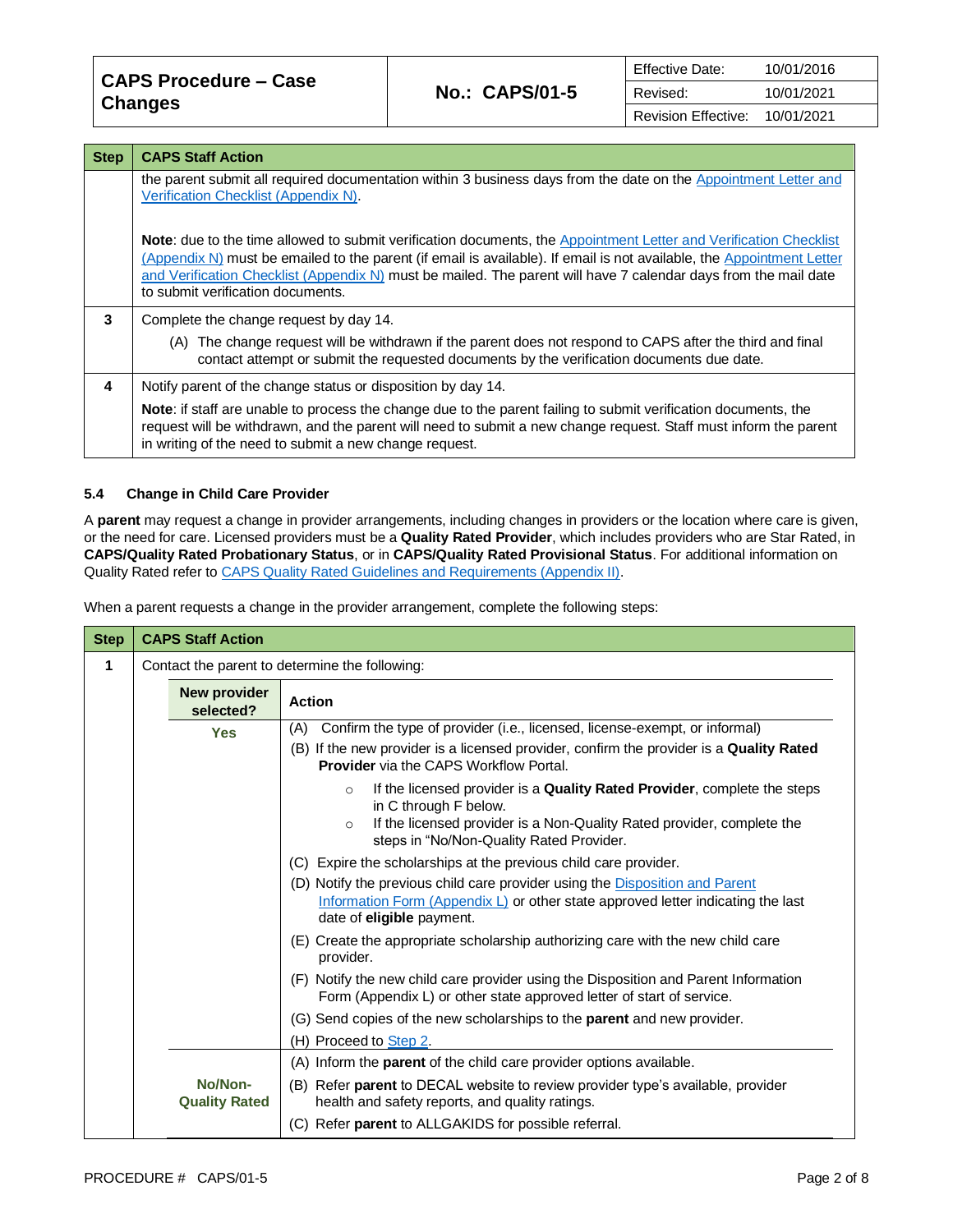| Step | CAPS Staff Action |
|---|---|
| | the parent submit all required documentation within 3 business days from the date on the Appointment Letter and Verification Checklist (Appendix N).<br><br>**Note**: due to the time allowed to submit verification documents, the Appointment Letter and Verification Checklist (Appendix N) must be emailed to the parent (if email is available). If email is not available, the Appointment Letter and Verification Checklist (Appendix N) must be mailed. The parent will have 7 calendar days from the mail date to submit verification documents. |
| **3** | Complete the change request by day 14.<br>(A) The change request will be withdrawn if the parent does not respond to CAPS after the third and final contact attempt or submit the requested documents by the verification documents due date. |
| **4** | Notify parent of the change status or disposition by day 14.<br>**Note**: if staff are unable to process the change due to the parent failing to submit verification documents, the request will be withdrawn, and the parent will need to submit a new change request. Staff must inform the parent in writing of the need to submit a new change request. |

### 5.4 Change in Child Care Provider

A **parent** may request a change in provider arrangements, including changes in providers or the location where care is given, or the need for care. Licensed providers must be a **Quality Rated Provider**, which includes providers who are Star Rated, in **CAPS/Quality Rated Probationary Status**, or in **CAPS/Quality Rated Provisional Status**. For additional information on Quality Rated refer to CAPS Quality Rated Guidelines and Requirements (Appendix II).

When a parent requests a change in the provider arrangement, complete the following steps:

| Step | CAPS Staff Action | |
|---|---|---|
| **1** | Contact the parent to determine the following: | |
| | **New provider selected?** | **Action** |
| | **Yes** | (A) Confirm the type of provider (i.e., licensed, license-exempt, or informal)<br>(B) If the new provider is a licensed provider, confirm the provider is a **Quality Rated Provider** via the CAPS Workflow Portal.<br>◦ If the licensed provider is a **Quality Rated Provider**, complete the steps in C through F below.<br>◦ If the licensed provider is a Non-Quality Rated provider, complete the steps in "No/Non-Quality Rated Provider.<br>(C) Expire the scholarships at the previous child care provider.<br>(D) Notify the previous child care provider using the Disposition and Parent Information Form (Appendix L) or other state approved letter indicating the last date of **eligible** payment.<br>(E) Create the appropriate scholarship authorizing care with the new child care provider.<br>(F) Notify the new child care provider using the Disposition and Parent Information Form (Appendix L) or other state approved letter of start of service.<br>(G) Send copies of the new scholarships to the **parent** and new provider.<br>(H) Proceed to Step 2. |
| | **No/Non-Quality Rated** | (A) Inform the **parent** of the child care provider options available.<br>(B) Refer **parent** to DECAL website to review provider type's available, provider health and safety reports, and quality ratings.<br>(C) Refer **parent** to ALLGAKIDS for possible referral. |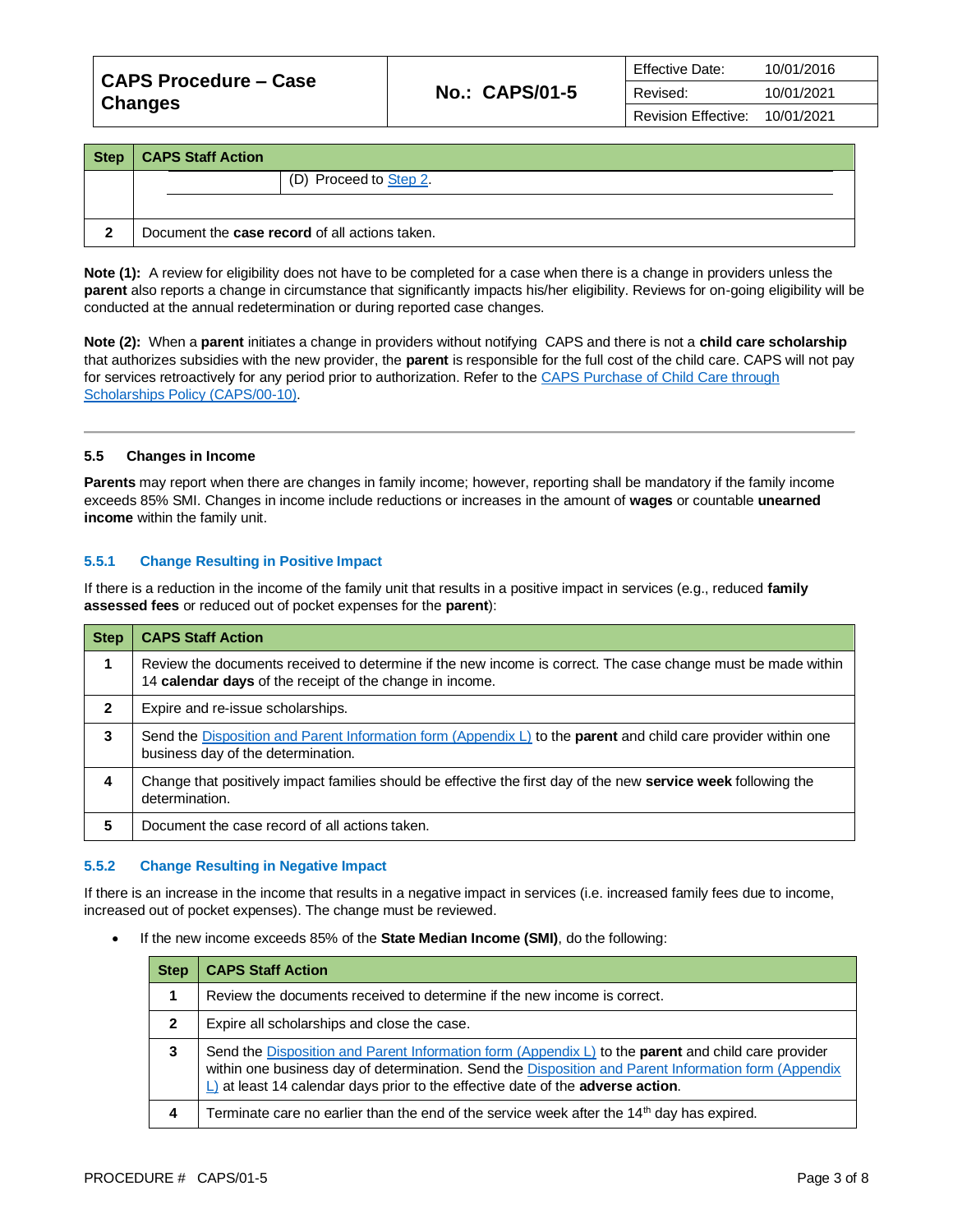| Step | CAPS Staff Action |
| --- | --- |
| | (D) Proceed to Step 2. |
| 2 | Document the **case record** of all actions taken. |

**Note (1):** A review for eligibility does not have to be completed for a case when there is a change in providers unless the **parent** also reports a change in circumstance that significantly impacts his/her eligibility. Reviews for on-going eligibility will be conducted at the annual redetermination or during reported case changes.

**Note (2):** When a **parent** initiates a change in providers without notifying CAPS and there is not a **child care scholarship** that authorizes subsidies with the new provider, the **parent** is responsible for the full cost of the child care. CAPS will not pay for services retroactively for any period prior to authorization. Refer to the CAPS Purchase of Child Care through Scholarships Policy (CAPS/00-10).

---

### 5.5 Changes in Income

**Parents** may report when there are changes in family income; however, reporting shall be mandatory if the family income exceeds 85% SMI. Changes in income include reductions or increases in the amount of **wages** or countable **unearned income** within the family unit.

#### 5.5.1 Change Resulting in Positive Impact

If there is a reduction in the income of the family unit that results in a positive impact in services (e.g., reduced **family assessed fees** or reduced out of pocket expenses for the **parent**):

| Step | CAPS Staff Action |
| --- | --- |
| 1 | Review the documents received to determine if the new income is correct. The case change must be made within 14 **calendar days** of the receipt of the change in income. |
| 2 | Expire and re-issue scholarships. |
| 3 | Send the Disposition and Parent Information form (Appendix L) to the **parent** and child care provider within one business day of the determination. |
| 4 | Change that positively impact families should be effective the first day of the new **service week** following the determination. |
| 5 | Document the case record of all actions taken. |

#### 5.5.2 Change Resulting in Negative Impact

If there is an increase in the income that results in a negative impact in services (i.e. increased family fees due to income, increased out of pocket expenses). The change must be reviewed.

- If the new income exceeds 85% of the **State Median Income (SMI)**, do the following:

| Step | CAPS Staff Action |
| --- | --- |
| 1 | Review the documents received to determine if the new income is correct. |
| 2 | Expire all scholarships and close the case. |
| 3 | Send the Disposition and Parent Information form (Appendix L) to the **parent** and child care provider within one business day of determination. Send the Disposition and Parent Information form (Appendix L) at least 14 calendar days prior to the effective date of the **adverse action**. |
| 4 | Terminate care no earlier than the end of the service week after the 14th day has expired. |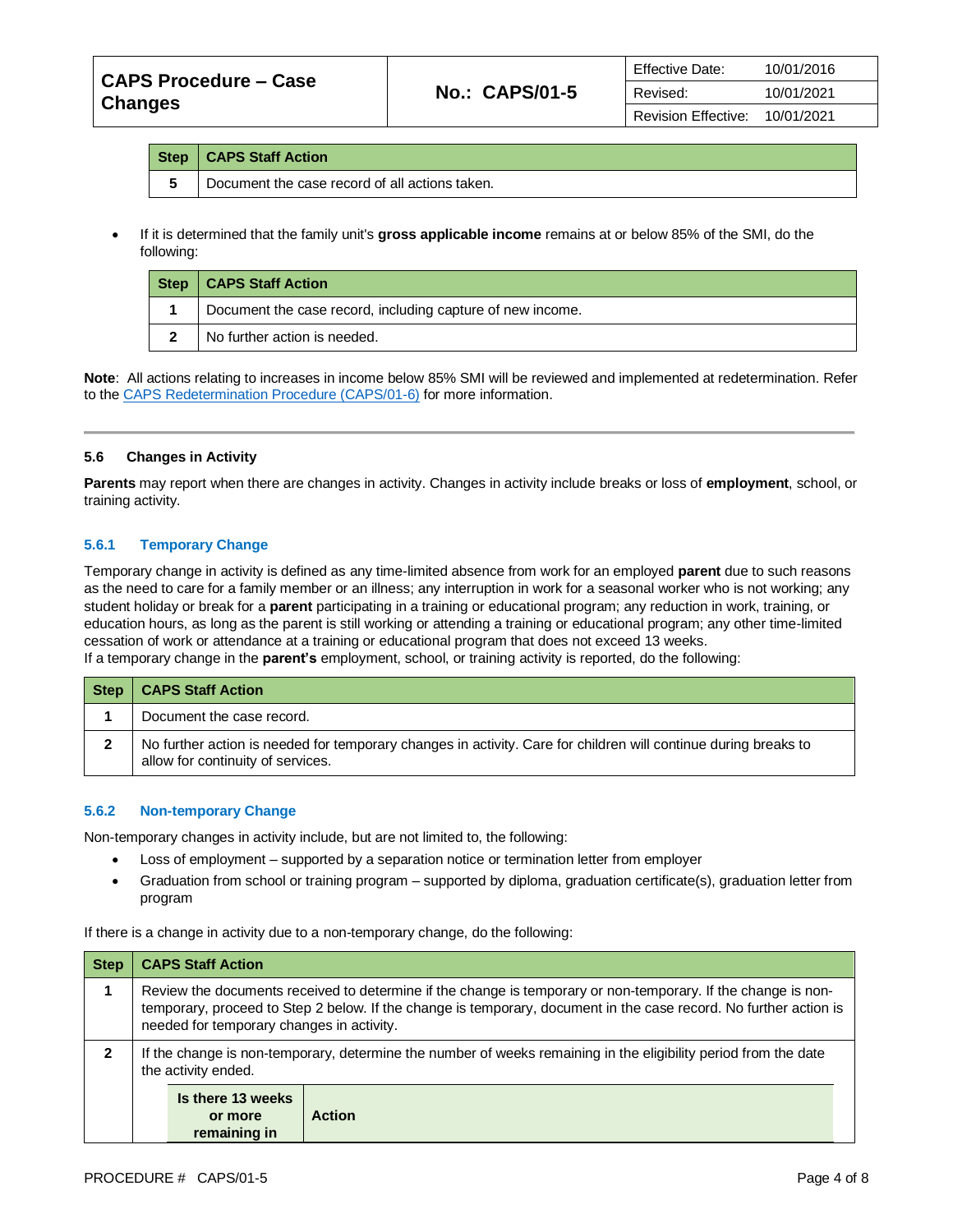| Step | CAPS Staff Action |
|---|---|
| 5 | Document the case record of all actions taken. |

- If it is determined that the family unit's **gross applicable income** remains at or below 85% of the SMI, do the following:

| Step | CAPS Staff Action |
|---|---|
| 1 | Document the case record, including capture of new income. |
| 2 | No further action is needed. |

**Note**: All actions relating to increases in income below 85% SMI will be reviewed and implemented at redetermination. Refer to the CAPS Redetermination Procedure (CAPS/01-6) for more information.

---

### 5.6 Changes in Activity

**Parents** may report when there are changes in activity. Changes in activity include breaks or loss of **employment**, school, or training activity.

#### 5.6.1 Temporary Change

Temporary change in activity is defined as any time-limited absence from work for an employed **parent** due to such reasons as the need to care for a family member or an illness; any interruption in work for a seasonal worker who is not working; any student holiday or break for a **parent** participating in a training or educational program; any reduction in work, training, or education hours, as long as the parent is still working or attending a training or educational program; any other time-limited cessation of work or attendance at a training or educational program that does not exceed 13 weeks.
If a temporary change in the **parent's** employment, school, or training activity is reported, do the following:

| Step | CAPS Staff Action |
|---|---|
| 1 | Document the case record. |
| 2 | No further action is needed for temporary changes in activity. Care for children will continue during breaks to allow for continuity of services. |

#### 5.6.2 Non-temporary Change

Non-temporary changes in activity include, but are not limited to, the following:

- Loss of employment – supported by a separation notice or termination letter from employer
- Graduation from school or training program – supported by diploma, graduation certificate(s), graduation letter from program

If there is a change in activity due to a non-temporary change, do the following:

| Step | CAPS Staff Action |
|---|---|
| 1 | Review the documents received to determine if the change is temporary or non-temporary. If the change is non-temporary, proceed to Step 2 below. If the change is temporary, document in the case record. No further action is needed for temporary changes in activity. |
| 2 | If the change is non-temporary, determine the number of weeks remaining in the eligibility period from the date the activity ended. |

| Is there 13 weeks or more remaining in | Action |
|---|---|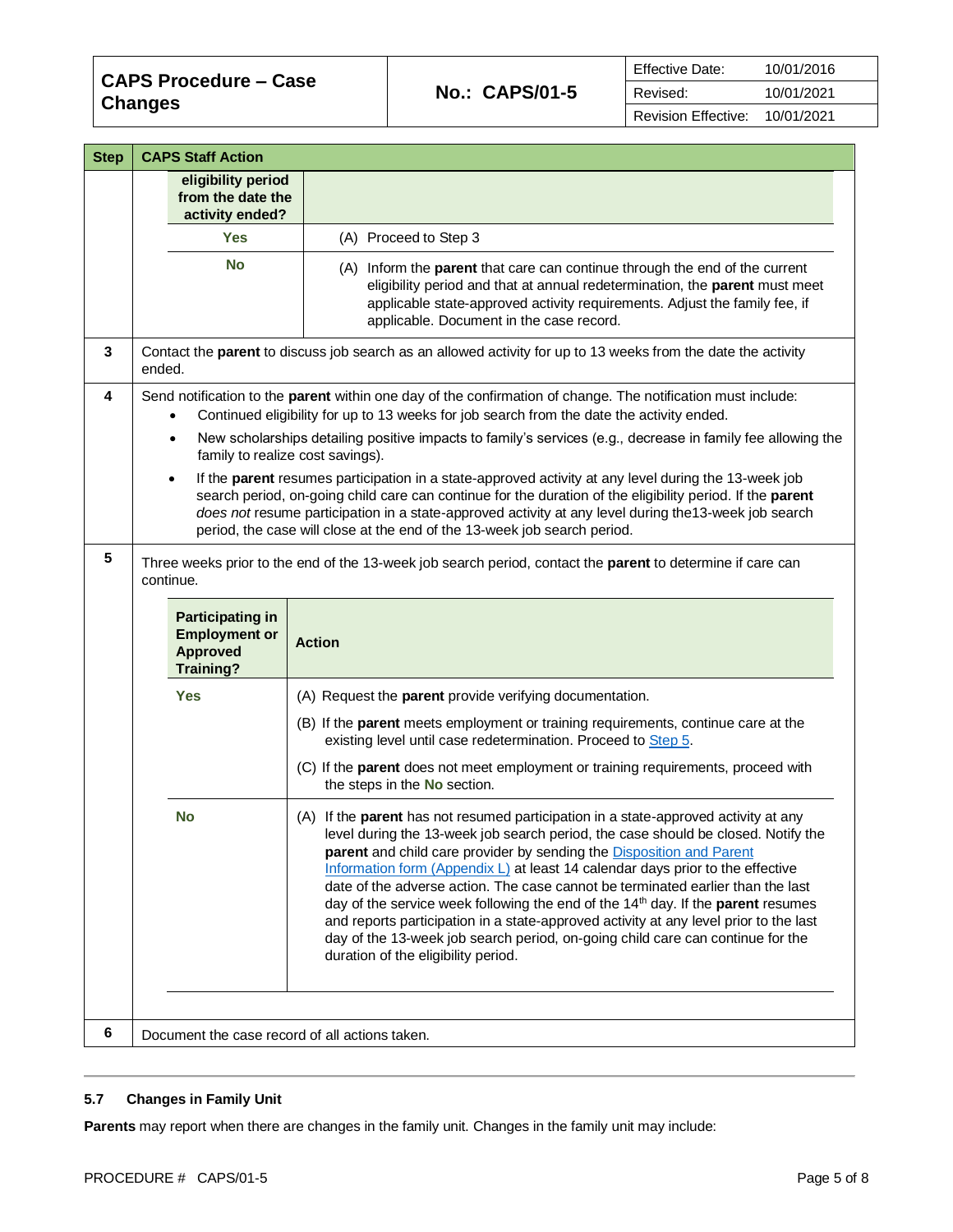| Step | CAPS Staff Action | |
|---|---|---|
| | **eligibility period from the date the activity ended?** | |
| | **Yes** | (A) Proceed to Step 3 |
| | **No** | (A) Inform the **parent** that care can continue through the end of the current eligibility period and that at annual redetermination, the **parent** must meet applicable state-approved activity requirements. Adjust the family fee, if applicable. Document in the case record. |
| 3 | Contact the **parent** to discuss job search as an allowed activity for up to 13 weeks from the date the activity ended. | |
| 4 | Send notification to the **parent** within one day of the confirmation of change. The notification must include:<br>• Continued eligibility for up to 13 weeks for job search from the date the activity ended.<br>• New scholarships detailing positive impacts to family's services (e.g., decrease in family fee allowing the family to realize cost savings).<br>• If the **parent** resumes participation in a state-approved activity at any level during the 13-week job search period, on-going child care can continue for the duration of the eligibility period. If the **parent** *does not* resume participation in a state-approved activity at any level during the13-week job search period, the case will close at the end of the 13-week job search period. | |
| 5 | Three weeks prior to the end of the 13-week job search period, contact the **parent** to determine if care can continue. | |
| | **Participating in Employment or Approved Training?** | **Action** |
| | **Yes** | (A) Request the **parent** provide verifying documentation.<br>(B) If the **parent** meets employment or training requirements, continue care at the existing level until case redetermination. Proceed to Step 5.<br>(C) If the **parent** does not meet employment or training requirements, proceed with the steps in the **No** section. |
| | **No** | (A) If the **parent** has not resumed participation in a state-approved activity at any level during the 13-week job search period, the case should be closed. Notify the **parent** and child care provider by sending the Disposition and Parent Information form (Appendix L) at least 14 calendar days prior to the effective date of the adverse action. The case cannot be terminated earlier than the last day of the service week following the end of the 14th day. If the **parent** resumes and reports participation in a state-approved activity at any level prior to the last day of the 13-week job search period, on-going child care can continue for the duration of the eligibility period. |
| 6 | Document the case record of all actions taken. | |

### 5.7 Changes in Family Unit

**Parents** may report when there are changes in the family unit. Changes in the family unit may include: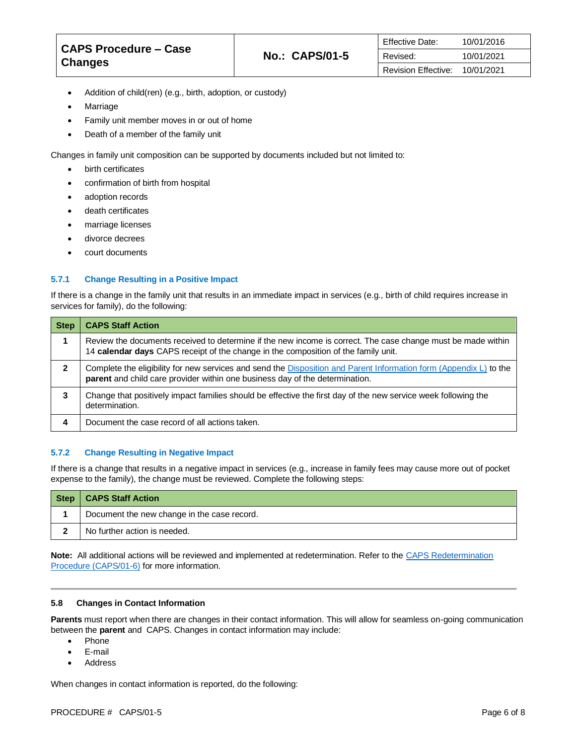- Addition of child(ren) (e.g., birth, adoption, or custody)
- Marriage
- Family unit member moves in or out of home
- Death of a member of the family unit

Changes in family unit composition can be supported by documents included but not limited to:

- birth certificates
- confirmation of birth from hospital
- adoption records
- death certificates
- marriage licenses
- divorce decrees
- court documents

### 5.7.1 Change Resulting in a Positive Impact

If there is a change in the family unit that results in an immediate impact in services (e.g., birth of child requires increase in services for family), do the following:

| Step | CAPS Staff Action |
|---|---|
| 1 | Review the documents received to determine if the new income is correct. The case change must be made within 14 **calendar days** CAPS receipt of the change in the composition of the family unit. |
| 2 | Complete the eligibility for new services and send the Disposition and Parent Information form (Appendix L) to the **parent** and child care provider within one business day of the determination. |
| 3 | Change that positively impact families should be effective the first day of the new service week following the determination. |
| 4 | Document the case record of all actions taken. |

### 5.7.2 Change Resulting in Negative Impact

If there is a change that results in a negative impact in services (e.g., increase in family fees may cause more out of pocket expense to the family), the change must be reviewed. Complete the following steps:

| Step | CAPS Staff Action |
|---|---|
| 1 | Document the new change in the case record. |
| 2 | No further action is needed. |

**Note:** All additional actions will be reviewed and implemented at redetermination. Refer to the CAPS Redetermination Procedure (CAPS/01-6) for more information.

## 5.8 Changes in Contact Information

**Parents** must report when there are changes in their contact information. This will allow for seamless on-going communication between the **parent** and CAPS. Changes in contact information may include:

- Phone
- E-mail
- Address

When changes in contact information is reported, do the following: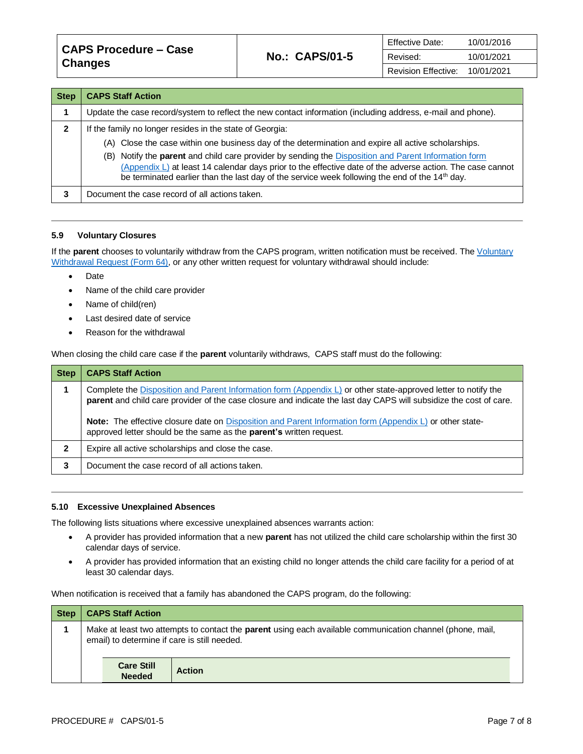| Step | CAPS Staff Action |
|---|---|
| **1** | Update the case record/system to reflect the new contact information (including address, e-mail and phone). |
| **2** | If the family no longer resides in the state of Georgia:<br>(A) Close the case within one business day of the determination and expire all active scholarships.<br>(B) Notify the **parent** and child care provider by sending the Disposition and Parent Information form (Appendix L) at least 14 calendar days prior to the effective date of the adverse action. The case cannot be terminated earlier than the last day of the service week following the end of the 14th day. |
| **3** | Document the case record of all actions taken. |

## 5.9 Voluntary Closures

If the **parent** chooses to voluntarily withdraw from the CAPS program, written notification must be received. The Voluntary Withdrawal Request (Form 64), or any other written request for voluntary withdrawal should include:

- Date
- Name of the child care provider
- Name of child(ren)
- Last desired date of service
- Reason for the withdrawal

When closing the child care case if the **parent** voluntarily withdraws, CAPS staff must do the following:

| Step | CAPS Staff Action |
|---|---|
| **1** | Complete the Disposition and Parent Information form (Appendix L) or other state-approved letter to notify the **parent** and child care provider of the case closure and indicate the last day CAPS will subsidize the cost of care.<br><br>**Note:** The effective closure date on Disposition and Parent Information form (Appendix L) or other state-approved letter should be the same as the **parent's** written request. |
| **2** | Expire all active scholarships and close the case. |
| **3** | Document the case record of all actions taken. |

## 5.10 Excessive Unexplained Absences

The following lists situations where excessive unexplained absences warrants action:

- A provider has provided information that a new **parent** has not utilized the child care scholarship within the first 30 calendar days of service.
- A provider has provided information that an existing child no longer attends the child care facility for a period of at least 30 calendar days.

When notification is received that a family has abandoned the CAPS program, do the following:

| Step | CAPS Staff Action |
|---|---|
| **1** | Make at least two attempts to contact the **parent** using each available communication channel (phone, mail, email) to determine if care is still needed.<br><br>**Care Still Needed** \| **Action** |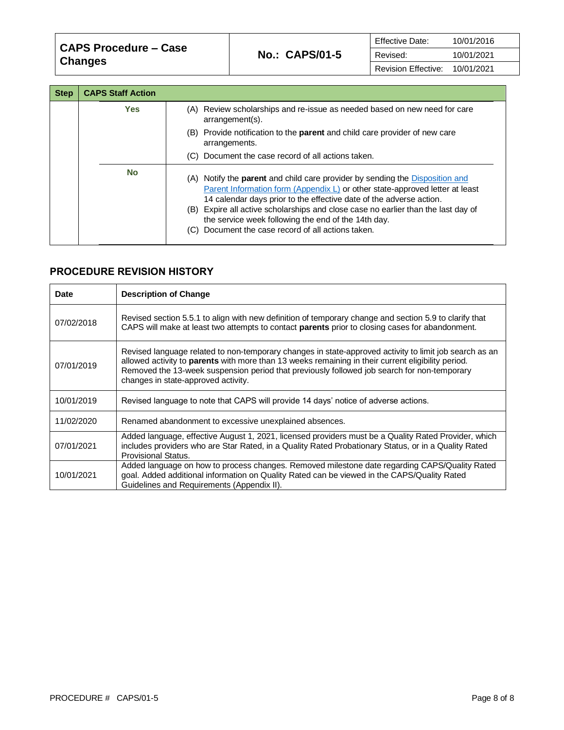| CAPS Procedure – Case Changes | No.: CAPS/01-5 | Effective Date: 10/01/2016 |
|---|---|---|
| | | Revised: 10/01/2021 |
| | | Revision Effective: 10/01/2021 |

| Step | CAPS Staff Action | |
|---|---|---|
| | **Yes** | (A) Review scholarships and re-issue as needed based on new need for care arrangement(s).<br>(B) Provide notification to the **parent** and child care provider of new care arrangements.<br>(C) Document the case record of all actions taken. |
| | **No** | (A) Notify the **parent** and child care provider by sending the Disposition and Parent Information form (Appendix L) or other state-approved letter at least 14 calendar days prior to the effective date of the adverse action.<br>(B) Expire all active scholarships and close case no earlier than the last day of the service week following the end of the 14th day.<br>(C) Document the case record of all actions taken. |

## PROCEDURE REVISION HISTORY

| Date | Description of Change |
|---|---|
| 07/02/2018 | Revised section 5.5.1 to align with new definition of temporary change and section 5.9 to clarify that CAPS will make at least two attempts to contact **parents** prior to closing cases for abandonment. |
| 07/01/2019 | Revised language related to non-temporary changes in state-approved activity to limit job search as an allowed activity to **parents** with more than 13 weeks remaining in their current eligibility period. Removed the 13-week suspension period that previously followed job search for non-temporary changes in state-approved activity. |
| 10/01/2019 | Revised language to note that CAPS will provide 14 days' notice of adverse actions. |
| 11/02/2020 | Renamed abandonment to excessive unexplained absences. |
| 07/01/2021 | Added language, effective August 1, 2021, licensed providers must be a Quality Rated Provider, which includes providers who are Star Rated, in a Quality Rated Probationary Status, or in a Quality Rated Provisional Status. |
| 10/01/2021 | Added language on how to process changes. Removed milestone date regarding CAPS/Quality Rated goal. Added additional information on Quality Rated can be viewed in the CAPS/Quality Rated Guidelines and Requirements (Appendix II). |